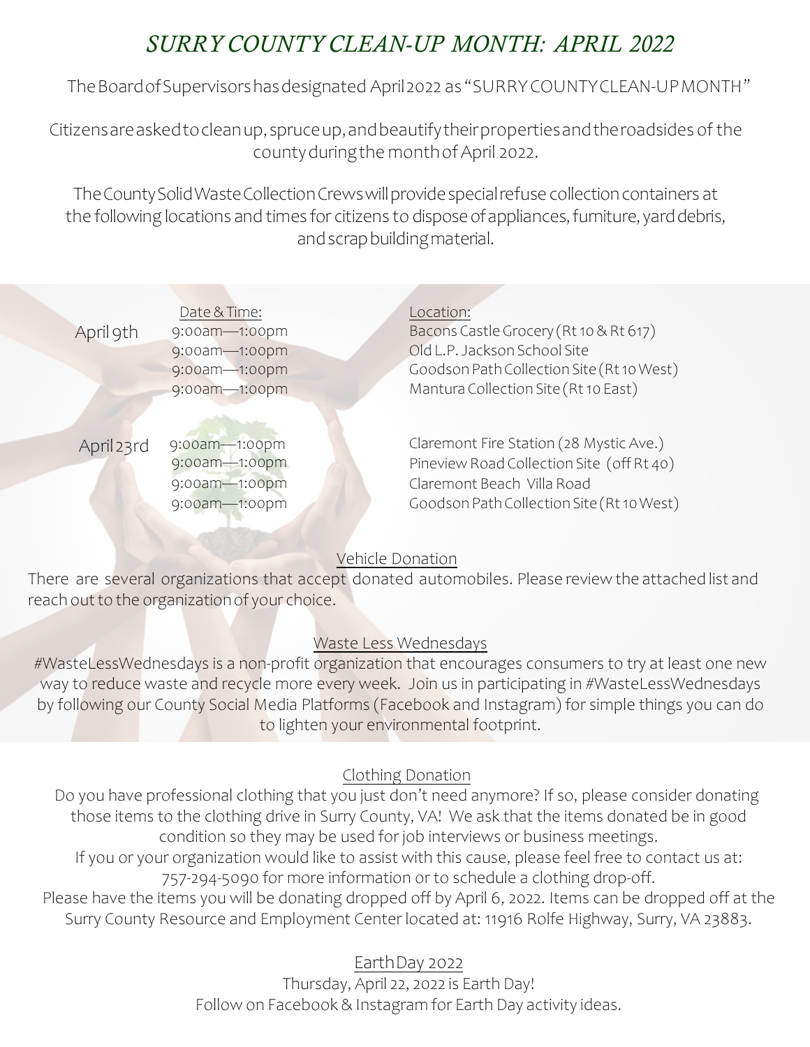# *SURRY COUNTY CLEAN-UP MONTH: APRIL 2022*

The Board of Supervisors has designated April 2022 as "SURRY COUNTY CLEAN-UP MONTH"

Citizens are asked to clean up, spruce up, and beautify their properties and the roadsides of the county during the month of April 2022.

The County Solid Waste Collection Crews will provide special refuse collection containers at the following locations and times for citizens to dispose of appliances, furniture, yard debris, and scrap building material.

| | Date & Time: | Location: |
|---|---|---|
| April 9th | 9:00am—1:00pm | Bacons Castle Grocery (Rt 10 & Rt 617) |
| | 9:00am—1:00pm | Old L.P. Jackson School Site |
| | 9:00am—1:00pm | Goodson Path Collection Site (Rt 10 West) |
| | 9:00am—1:00pm | Mantura Collection Site (Rt 10 East) |
| April 23rd | 9:00am—1:00pm | Claremont Fire Station (28 Mystic Ave.) |
| | 9:00am—1:00pm | Pineview Road Collection Site (off Rt 40) |
| | 9:00am—1:00pm | Claremont Beach Villa Road |
| | 9:00am—1:00pm | Goodson Path Collection Site (Rt 10 West) |

## Vehicle Donation

There are several organizations that accept donated automobiles. Please review the attached list and reach out to the organization of your choice.

## Waste Less Wednesdays

#WasteLessWednesdays is a non-profit organization that encourages consumers to try at least one new way to reduce waste and recycle more every week. Join us in participating in #WasteLessWednesdays by following our County Social Media Platforms (Facebook and Instagram) for simple things you can do to lighten your environmental footprint.

## Clothing Donation

Do you have professional clothing that you just don't need anymore? If so, please consider donating those items to the clothing drive in Surry County, VA! We ask that the items donated be in good condition so they may be used for job interviews or business meetings.

If you or your organization would like to assist with this cause, please feel free to contact us at: 757-294-5090 for more information or to schedule a clothing drop-off.

Please have the items you will be donating dropped off by April 6, 2022. Items can be dropped off at the Surry County Resource and Employment Center located at: 11916 Rolfe Highway, Surry, VA 23883.

## Earth Day 2022

Thursday, April 22, 2022 is Earth Day!

Follow on Facebook & Instagram for Earth Day activity ideas.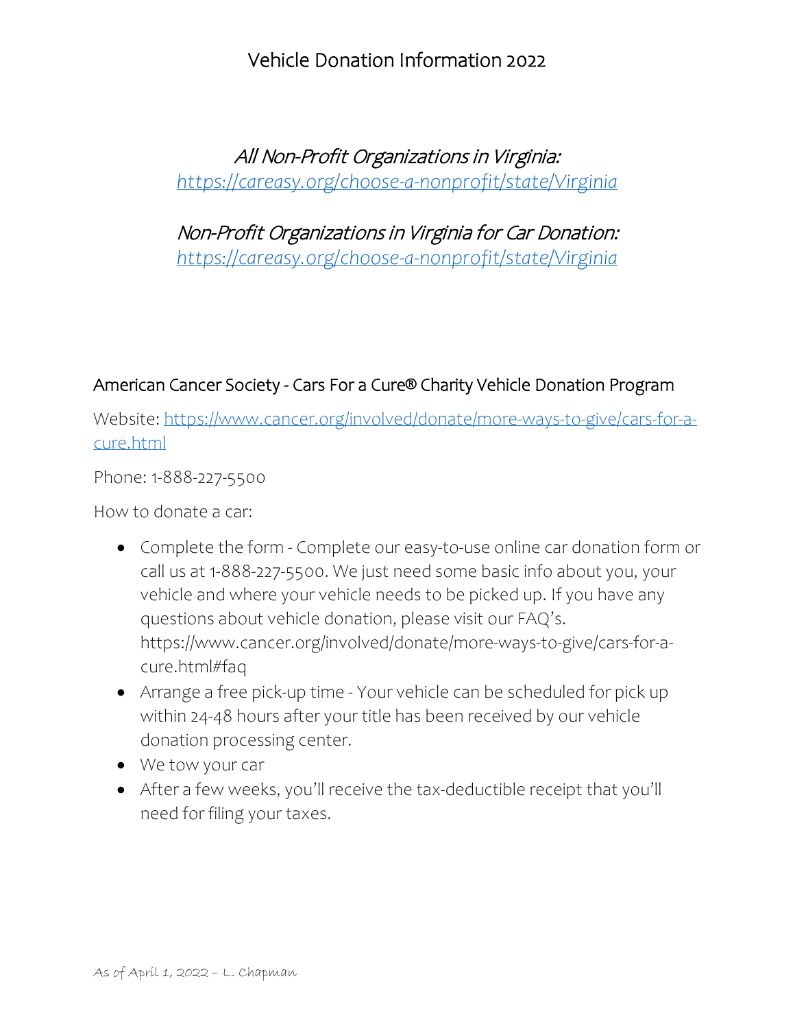# Vehicle Donation Information 2022

*All Non-Profit Organizations in Virginia:*
*[https://careasy.org/choose-a-nonprofit/state/Virginia](https://careasy.org/choose-a-nonprofit/state/Virginia)*

*Non-Profit Organizations in Virginia for Car Donation:*
*[https://careasy.org/choose-a-nonprofit/state/Virginia](https://careasy.org/choose-a-nonprofit/state/Virginia)*

## American Cancer Society - Cars For a Cure® Charity Vehicle Donation Program

Website: [https://www.cancer.org/involved/donate/more-ways-to-give/cars-for-a-cure.html](https://www.cancer.org/involved/donate/more-ways-to-give/cars-for-a-cure.html)

Phone: 1-888-227-5500

How to donate a car:

- Complete the form - Complete our easy-to-use online car donation form or call us at 1-888-227-5500. We just need some basic info about you, your vehicle and where your vehicle needs to be picked up. If you have any questions about vehicle donation, please visit our FAQ's. https://www.cancer.org/involved/donate/more-ways-to-give/cars-for-a-cure.html#faq
- Arrange a free pick-up time - Your vehicle can be scheduled for pick up within 24-48 hours after your title has been received by our vehicle donation processing center.
- We tow your car
- After a few weeks, you'll receive the tax-deductible receipt that you'll need for filing your taxes.

*As of April 1, 2022 – L. Chapman*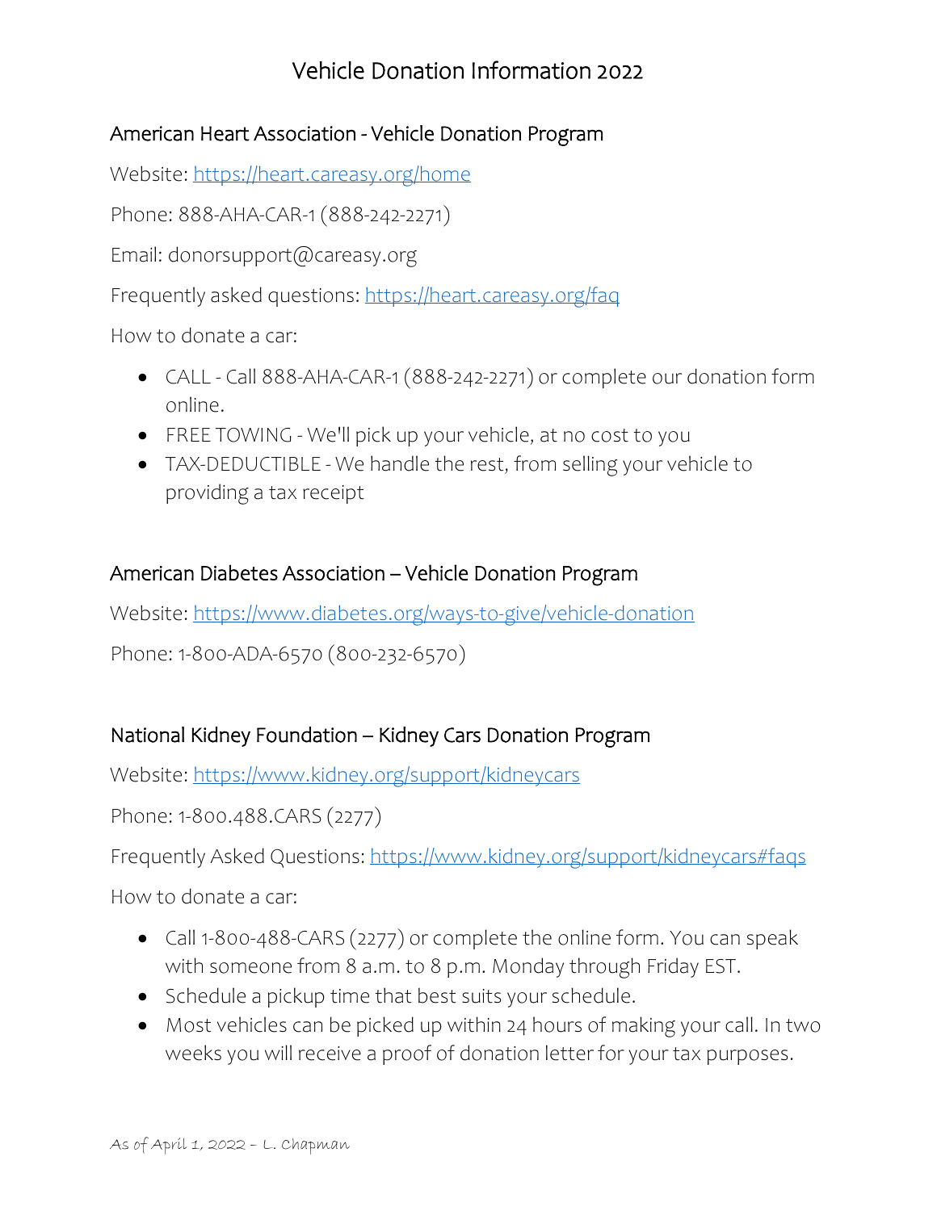# Vehicle Donation Information 2022

## American Heart Association - Vehicle Donation Program

Website: https://heart.careasy.org/home

Phone: 888-AHA-CAR-1 (888-242-2271)

Email: donorsupport@careasy.org

Frequently asked questions: https://heart.careasy.org/faq

How to donate a car:

- CALL - Call 888-AHA-CAR-1 (888-242-2271) or complete our donation form online.
- FREE TOWING - We'll pick up your vehicle, at no cost to you
- TAX-DEDUCTIBLE - We handle the rest, from selling your vehicle to providing a tax receipt

## American Diabetes Association – Vehicle Donation Program

Website: https://www.diabetes.org/ways-to-give/vehicle-donation

Phone: 1-800-ADA-6570 (800-232-6570)

## National Kidney Foundation – Kidney Cars Donation Program

Website: https://www.kidney.org/support/kidneycars

Phone: 1-800.488.CARS (2277)

Frequently Asked Questions: https://www.kidney.org/support/kidneycars#faqs

How to donate a car:

- Call 1-800-488-CARS (2277) or complete the online form. You can speak with someone from 8 a.m. to 8 p.m. Monday through Friday EST.
- Schedule a pickup time that best suits your schedule.
- Most vehicles can be picked up within 24 hours of making your call. In two weeks you will receive a proof of donation letter for your tax purposes.

*As of April 1, 2022 – L. Chapman*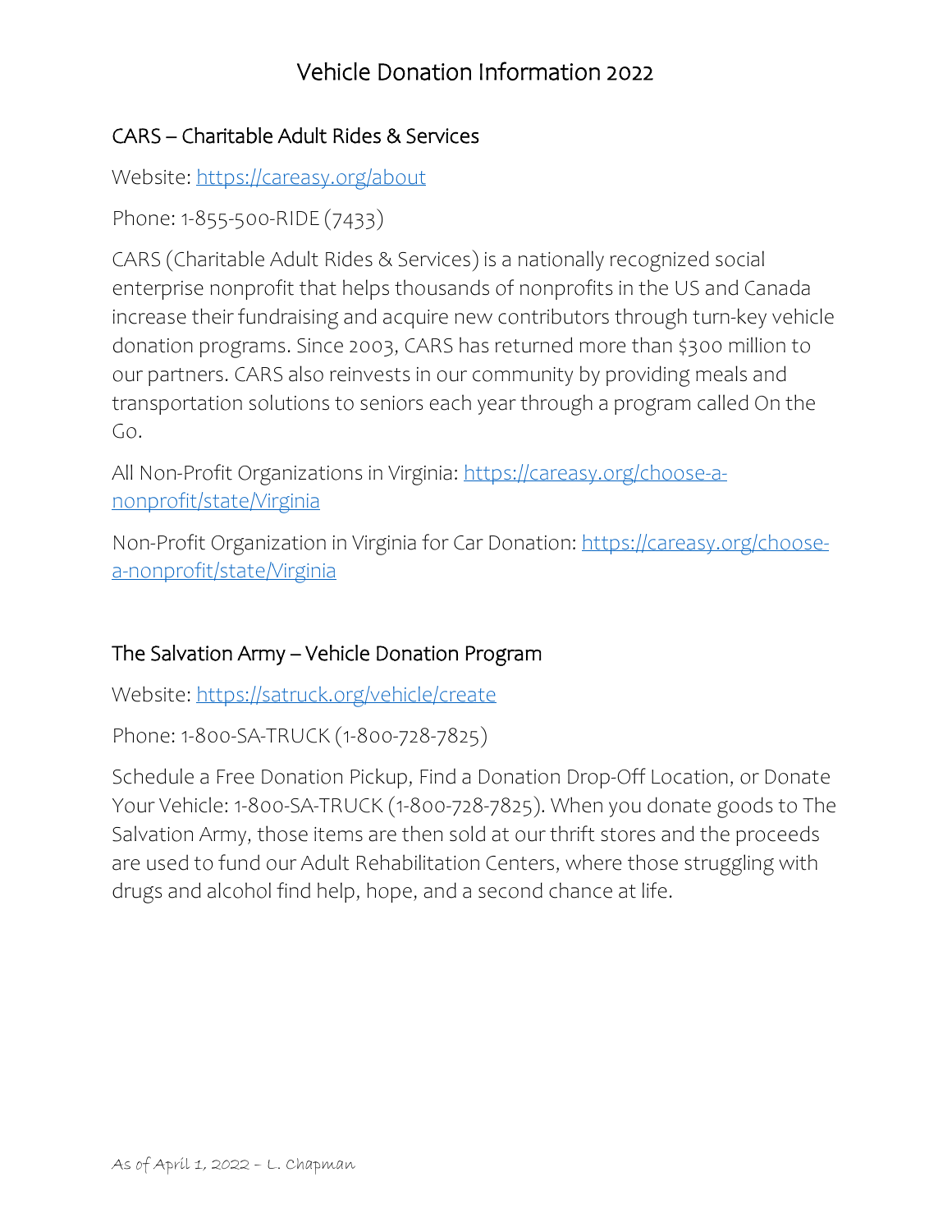# Vehicle Donation Information 2022

## CARS – Charitable Adult Rides & Services

Website: [https://careasy.org/about](https://careasy.org/about)

Phone: 1-855-500-RIDE (7433)

CARS (Charitable Adult Rides & Services) is a nationally recognized social enterprise nonprofit that helps thousands of nonprofits in the US and Canada increase their fundraising and acquire new contributors through turn-key vehicle donation programs. Since 2003, CARS has returned more than $300 million to our partners. CARS also reinvests in our community by providing meals and transportation solutions to seniors each year through a program called On the Go.

All Non-Profit Organizations in Virginia: [https://careasy.org/choose-a-nonprofit/state/Virginia](https://careasy.org/choose-a-nonprofit/state/Virginia)

Non-Profit Organization in Virginia for Car Donation: [https://careasy.org/choose-a-nonprofit/state/Virginia](https://careasy.org/choose-a-nonprofit/state/Virginia)

## The Salvation Army – Vehicle Donation Program

Website: [https://satruck.org/vehicle/create](https://satruck.org/vehicle/create)

Phone: 1-800-SA-TRUCK (1-800-728-7825)

Schedule a Free Donation Pickup, Find a Donation Drop-Off Location, or Donate Your Vehicle: 1-800-SA-TRUCK (1-800-728-7825). When you donate goods to The Salvation Army, those items are then sold at our thrift stores and the proceeds are used to fund our Adult Rehabilitation Centers, where those struggling with drugs and alcohol find help, hope, and a second chance at life.